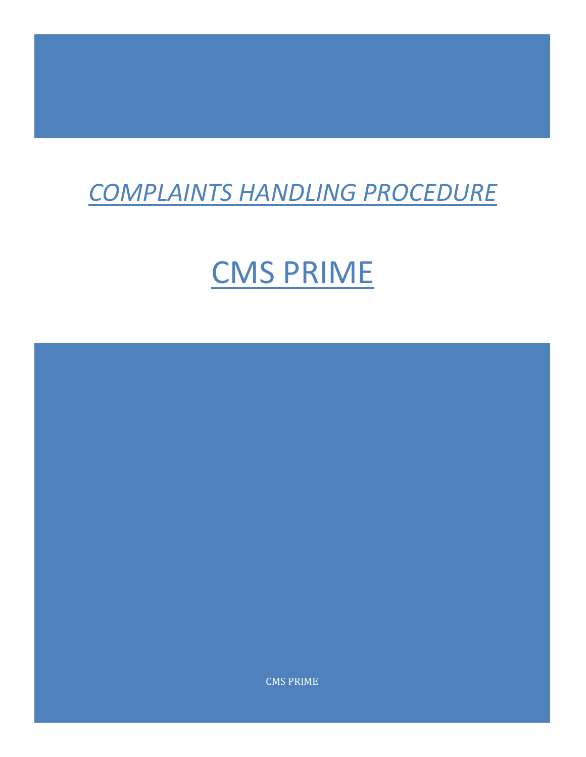# *COMPLAINTS HANDLING PROCEDURE*

# CMS PRIME

CMS PRIME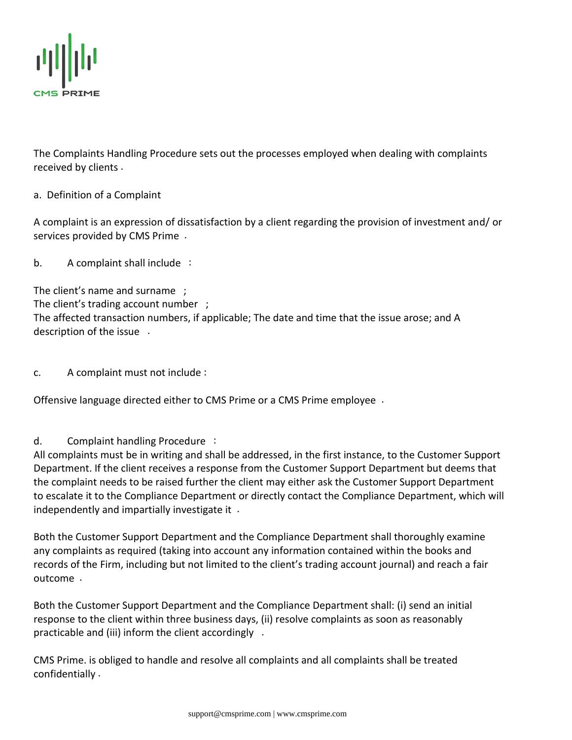The Complaints Handling Procedure sets out the processes employed when dealing with complaints received by clients .

a. Definition of a Complaint

A complaint is an expression of dissatisfaction by a client regarding the provision of investment and/ or services provided by CMS Prime .

b. A complaint shall include ：

The client's name and surname ;
The client's trading account number ;
The affected transaction numbers, if applicable; The date and time that the issue arose; and A description of the issue .

c. A complaint must not include :

Offensive language directed either to CMS Prime or a CMS Prime employee .

d. Complaint handling Procedure ：

All complaints must be in writing and shall be addressed, in the first instance, to the Customer Support Department. If the client receives a response from the Customer Support Department but deems that the complaint needs to be raised further the client may either ask the Customer Support Department to escalate it to the Compliance Department or directly contact the Compliance Department, which will independently and impartially investigate it .

Both the Customer Support Department and the Compliance Department shall thoroughly examine any complaints as required (taking into account any information contained within the books and records of the Firm, including but not limited to the client's trading account journal) and reach a fair outcome .

Both the Customer Support Department and the Compliance Department shall: (i) send an initial response to the client within three business days, (ii) resolve complaints as soon as reasonably practicable and (iii) inform the client accordingly .

CMS Prime. is obliged to handle and resolve all complaints and all complaints shall be treated confidentially .